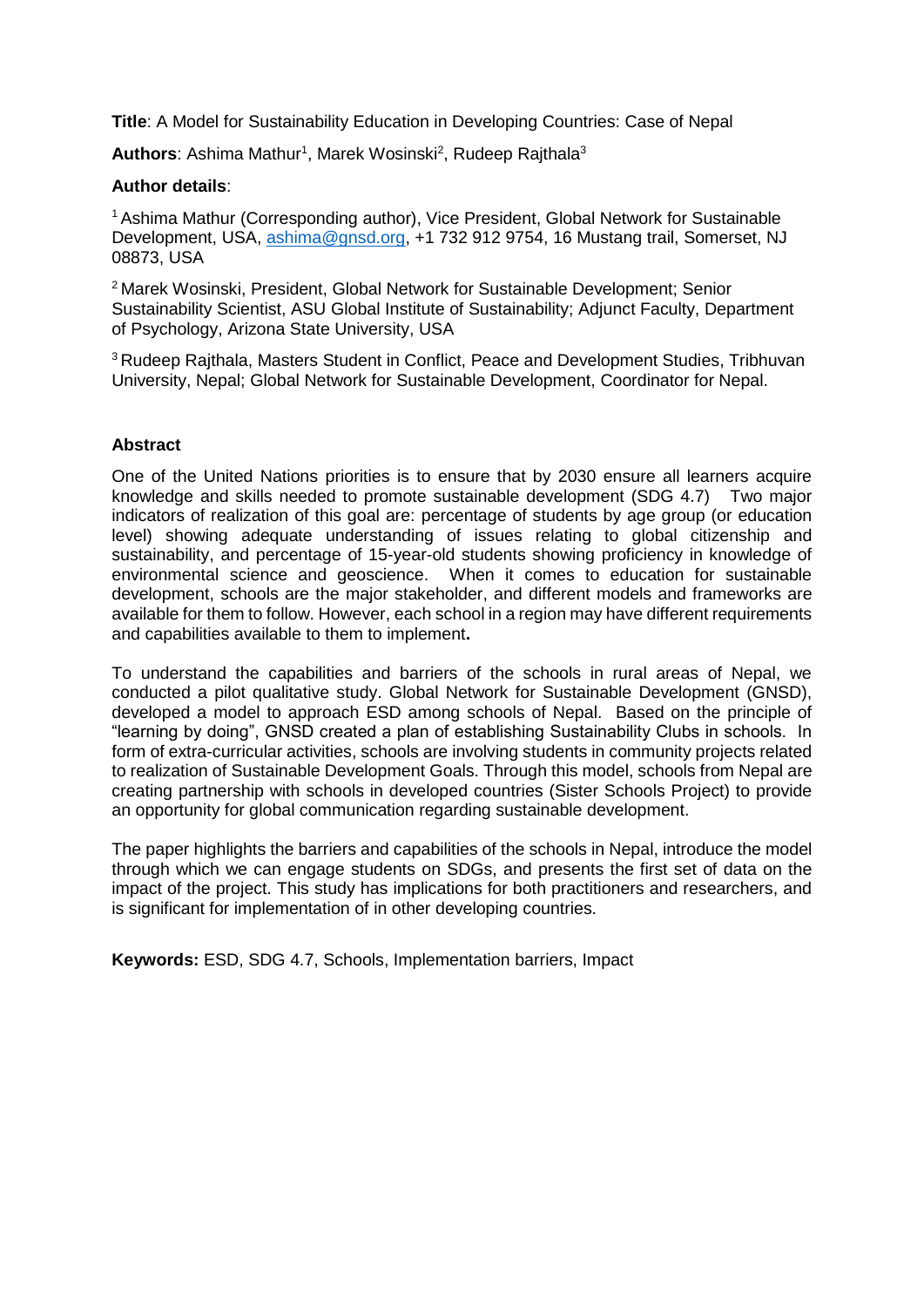**Title**: A Model for Sustainability Education in Developing Countries: Case of Nepal

**Authors**: Ashima Mathur[1], Marek Wosinski[2], Rudeep Rajthala[3]

**Author details**:

[1] Ashima Mathur (Corresponding author), Vice President, Global Network for Sustainable Development, USA, ashima@gnsd.org, +1 732 912 9754, 16 Mustang trail, Somerset, NJ 08873, USA

[2] Marek Wosinski, President, Global Network for Sustainable Development; Senior Sustainability Scientist, ASU Global Institute of Sustainability; Adjunct Faculty, Department of Psychology, Arizona State University, USA

[3] Rudeep Rajthala, Masters Student in Conflict, Peace and Development Studies, Tribhuvan University, Nepal; Global Network for Sustainable Development, Coordinator for Nepal.

**Abstract**

One of the United Nations priorities is to ensure that by 2030 ensure all learners acquire knowledge and skills needed to promote sustainable development (SDG 4.7) Two major indicators of realization of this goal are: percentage of students by age group (or education level) showing adequate understanding of issues relating to global citizenship and sustainability, and percentage of 15-year-old students showing proficiency in knowledge of environmental science and geoscience. When it comes to education for sustainable development, schools are the major stakeholder, and different models and frameworks are available for them to follow. However, each school in a region may have different requirements and capabilities available to them to implement**.**

To understand the capabilities and barriers of the schools in rural areas of Nepal, we conducted a pilot qualitative study. Global Network for Sustainable Development (GNSD), developed a model to approach ESD among schools of Nepal. Based on the principle of "learning by doing", GNSD created a plan of establishing Sustainability Clubs in schools. In form of extra-curricular activities, schools are involving students in community projects related to realization of Sustainable Development Goals. Through this model, schools from Nepal are creating partnership with schools in developed countries (Sister Schools Project) to provide an opportunity for global communication regarding sustainable development.

The paper highlights the barriers and capabilities of the schools in Nepal, introduce the model through which we can engage students on SDGs, and presents the first set of data on the impact of the project. This study has implications for both practitioners and researchers, and is significant for implementation of in other developing countries.

**Keywords:** ESD, SDG 4.7, Schools, Implementation barriers, Impact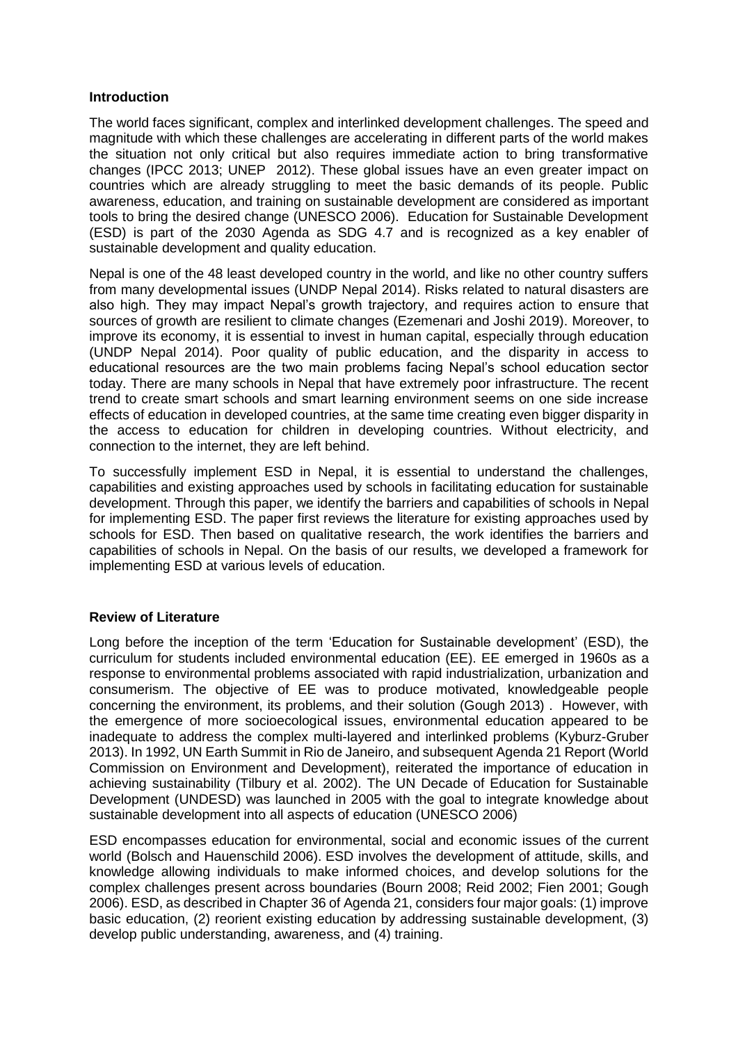### Introduction

The world faces significant, complex and interlinked development challenges. The speed and magnitude with which these challenges are accelerating in different parts of the world makes the situation not only critical but also requires immediate action to bring transformative changes (IPCC 2013; UNEP 2012). These global issues have an even greater impact on countries which are already struggling to meet the basic demands of its people. Public awareness, education, and training on sustainable development are considered as important tools to bring the desired change (UNESCO 2006). Education for Sustainable Development (ESD) is part of the 2030 Agenda as SDG 4.7 and is recognized as a key enabler of sustainable development and quality education.

Nepal is one of the 48 least developed country in the world, and like no other country suffers from many developmental issues (UNDP Nepal 2014). Risks related to natural disasters are also high. They may impact Nepal's growth trajectory, and requires action to ensure that sources of growth are resilient to climate changes (Ezemenari and Joshi 2019). Moreover, to improve its economy, it is essential to invest in human capital, especially through education (UNDP Nepal 2014). Poor quality of public education, and the disparity in access to educational resources are the two main problems facing Nepal's school education sector today. There are many schools in Nepal that have extremely poor infrastructure. The recent trend to create smart schools and smart learning environment seems on one side increase effects of education in developed countries, at the same time creating even bigger disparity in the access to education for children in developing countries. Without electricity, and connection to the internet, they are left behind.

To successfully implement ESD in Nepal, it is essential to understand the challenges, capabilities and existing approaches used by schools in facilitating education for sustainable development. Through this paper, we identify the barriers and capabilities of schools in Nepal for implementing ESD. The paper first reviews the literature for existing approaches used by schools for ESD. Then based on qualitative research, the work identifies the barriers and capabilities of schools in Nepal. On the basis of our results, we developed a framework for implementing ESD at various levels of education.

### Review of Literature

Long before the inception of the term 'Education for Sustainable development' (ESD), the curriculum for students included environmental education (EE). EE emerged in 1960s as a response to environmental problems associated with rapid industrialization, urbanization and consumerism. The objective of EE was to produce motivated, knowledgeable people concerning the environment, its problems, and their solution (Gough 2013) . However, with the emergence of more socioecological issues, environmental education appeared to be inadequate to address the complex multi-layered and interlinked problems (Kyburz-Gruber 2013). In 1992, UN Earth Summit in Rio de Janeiro, and subsequent Agenda 21 Report (World Commission on Environment and Development), reiterated the importance of education in achieving sustainability (Tilbury et al. 2002). The UN Decade of Education for Sustainable Development (UNDESD) was launched in 2005 with the goal to integrate knowledge about sustainable development into all aspects of education (UNESCO 2006)

ESD encompasses education for environmental, social and economic issues of the current world (Bolsch and Hauenschild 2006). ESD involves the development of attitude, skills, and knowledge allowing individuals to make informed choices, and develop solutions for the complex challenges present across boundaries (Bourn 2008; Reid 2002; Fien 2001; Gough 2006). ESD, as described in Chapter 36 of Agenda 21, considers four major goals: (1) improve basic education, (2) reorient existing education by addressing sustainable development, (3) develop public understanding, awareness, and (4) training.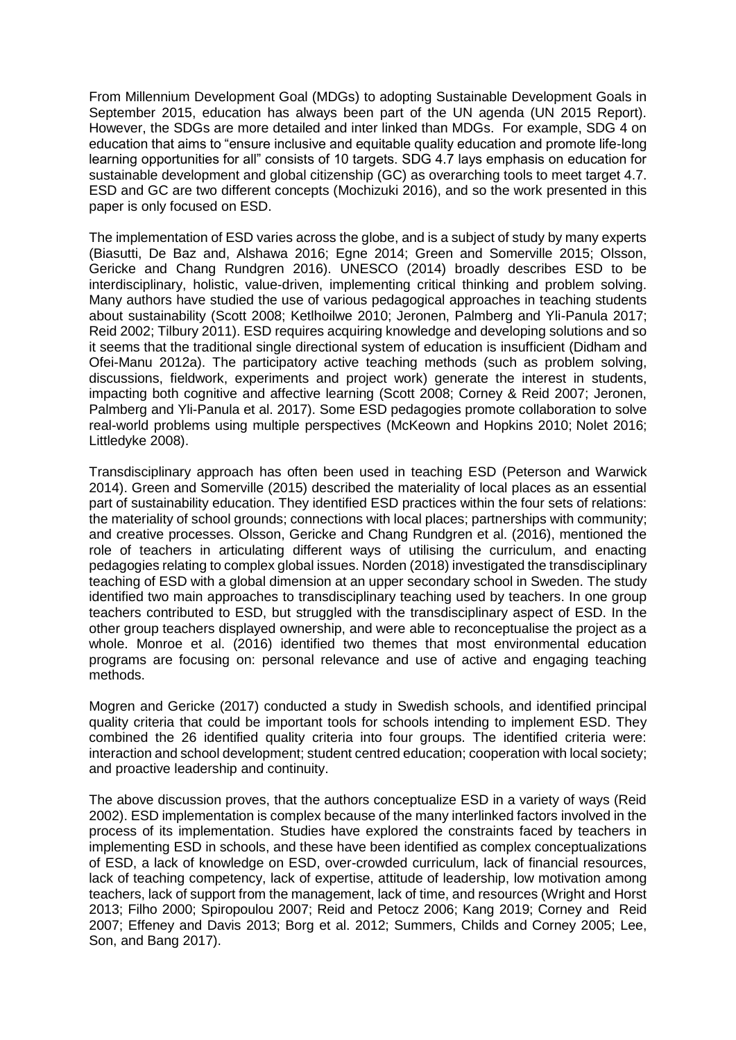From Millennium Development Goal (MDGs) to adopting Sustainable Development Goals in September 2015, education has always been part of the UN agenda (UN 2015 Report). However, the SDGs are more detailed and inter linked than MDGs. For example, SDG 4 on education that aims to "ensure inclusive and equitable quality education and promote life-long learning opportunities for all" consists of 10 targets. SDG 4.7 lays emphasis on education for sustainable development and global citizenship (GC) as overarching tools to meet target 4.7. ESD and GC are two different concepts (Mochizuki 2016), and so the work presented in this paper is only focused on ESD.

The implementation of ESD varies across the globe, and is a subject of study by many experts (Biasutti, De Baz and, Alshawa 2016; Egne 2014; Green and Somerville 2015; Olsson, Gericke and Chang Rundgren 2016). UNESCO (2014) broadly describes ESD to be interdisciplinary, holistic, value-driven, implementing critical thinking and problem solving. Many authors have studied the use of various pedagogical approaches in teaching students about sustainability (Scott 2008; Ketlhoilwe 2010; Jeronen, Palmberg and Yli-Panula 2017; Reid 2002; Tilbury 2011). ESD requires acquiring knowledge and developing solutions and so it seems that the traditional single directional system of education is insufficient (Didham and Ofei-Manu 2012a). The participatory active teaching methods (such as problem solving, discussions, fieldwork, experiments and project work) generate the interest in students, impacting both cognitive and affective learning (Scott 2008; Corney & Reid 2007; Jeronen, Palmberg and Yli-Panula et al. 2017). Some ESD pedagogies promote collaboration to solve real-world problems using multiple perspectives (McKeown and Hopkins 2010; Nolet 2016; Littledyke 2008).

Transdisciplinary approach has often been used in teaching ESD (Peterson and Warwick 2014). Green and Somerville (2015) described the materiality of local places as an essential part of sustainability education. They identified ESD practices within the four sets of relations: the materiality of school grounds; connections with local places; partnerships with community; and creative processes. Olsson, Gericke and Chang Rundgren et al. (2016), mentioned the role of teachers in articulating different ways of utilising the curriculum, and enacting pedagogies relating to complex global issues. Norden (2018) investigated the transdisciplinary teaching of ESD with a global dimension at an upper secondary school in Sweden. The study identified two main approaches to transdisciplinary teaching used by teachers. In one group teachers contributed to ESD, but struggled with the transdisciplinary aspect of ESD. In the other group teachers displayed ownership, and were able to reconceptualise the project as a whole. Monroe et al. (2016) identified two themes that most environmental education programs are focusing on: personal relevance and use of active and engaging teaching methods.

Mogren and Gericke (2017) conducted a study in Swedish schools, and identified principal quality criteria that could be important tools for schools intending to implement ESD. They combined the 26 identified quality criteria into four groups. The identified criteria were: interaction and school development; student centred education; cooperation with local society; and proactive leadership and continuity.

The above discussion proves, that the authors conceptualize ESD in a variety of ways (Reid 2002). ESD implementation is complex because of the many interlinked factors involved in the process of its implementation. Studies have explored the constraints faced by teachers in implementing ESD in schools, and these have been identified as complex conceptualizations of ESD, a lack of knowledge on ESD, over-crowded curriculum, lack of financial resources, lack of teaching competency, lack of expertise, attitude of leadership, low motivation among teachers, lack of support from the management, lack of time, and resources (Wright and Horst 2013; Filho 2000; Spiropoulou 2007; Reid and Petocz 2006; Kang 2019; Corney and Reid 2007; Effeney and Davis 2013; Borg et al. 2012; Summers, Childs and Corney 2005; Lee, Son, and Bang 2017).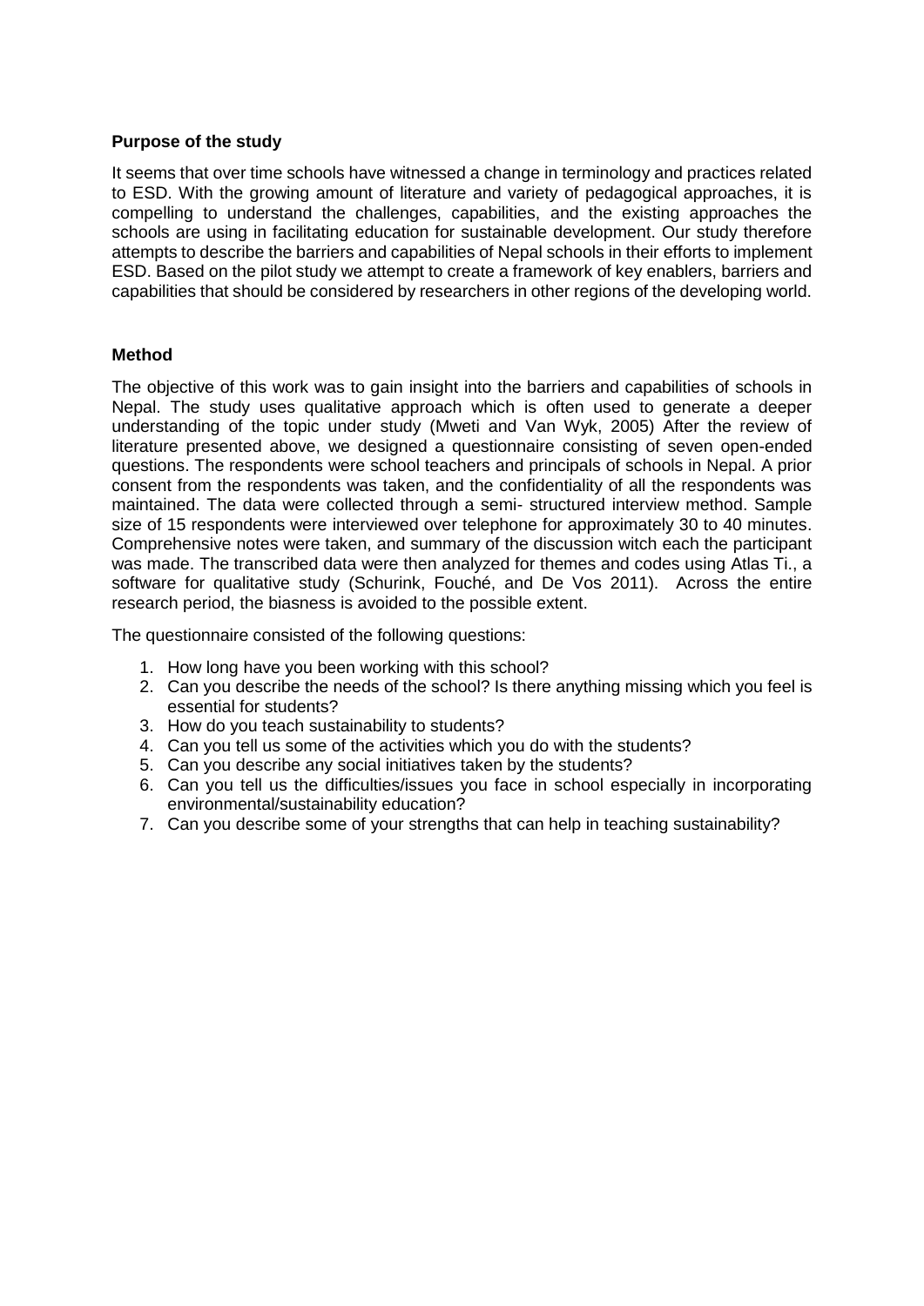**Purpose of the study**

It seems that over time schools have witnessed a change in terminology and practices related to ESD. With the growing amount of literature and variety of pedagogical approaches, it is compelling to understand the challenges, capabilities, and the existing approaches the schools are using in facilitating education for sustainable development. Our study therefore attempts to describe the barriers and capabilities of Nepal schools in their efforts to implement ESD. Based on the pilot study we attempt to create a framework of key enablers, barriers and capabilities that should be considered by researchers in other regions of the developing world.

**Method**

The objective of this work was to gain insight into the barriers and capabilities of schools in Nepal. The study uses qualitative approach which is often used to generate a deeper understanding of the topic under study (Mweti and Van Wyk, 2005) After the review of literature presented above, we designed a questionnaire consisting of seven open-ended questions. The respondents were school teachers and principals of schools in Nepal. A prior consent from the respondents was taken, and the confidentiality of all the respondents was maintained. The data were collected through a semi- structured interview method. Sample size of 15 respondents were interviewed over telephone for approximately 30 to 40 minutes. Comprehensive notes were taken, and summary of the discussion witch each the participant was made. The transcribed data were then analyzed for themes and codes using Atlas Ti., a software for qualitative study (Schurink, Fouché, and De Vos 2011). Across the entire research period, the biasness is avoided to the possible extent.

The questionnaire consisted of the following questions:

1. How long have you been working with this school?
2. Can you describe the needs of the school? Is there anything missing which you feel is essential for students?
3. How do you teach sustainability to students?
4. Can you tell us some of the activities which you do with the students?
5. Can you describe any social initiatives taken by the students?
6. Can you tell us the difficulties/issues you face in school especially in incorporating environmental/sustainability education?
7. Can you describe some of your strengths that can help in teaching sustainability?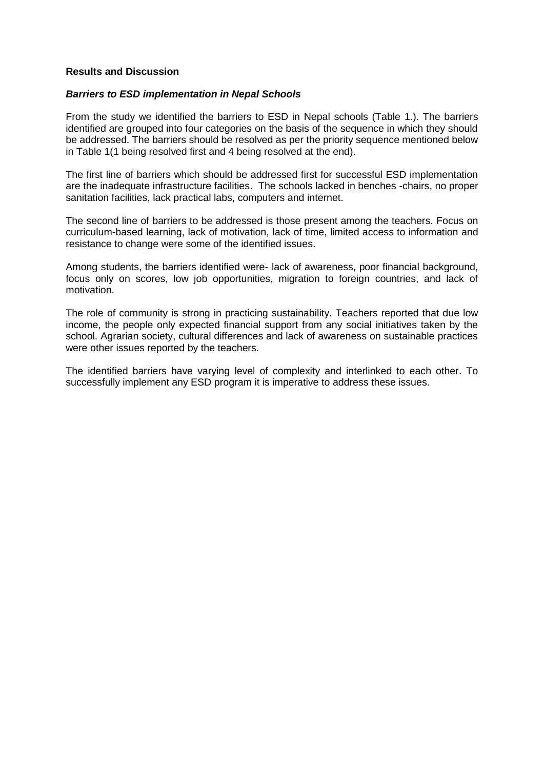**Results and Discussion**

***Barriers to ESD implementation in Nepal Schools***

From the study we identified the barriers to ESD in Nepal schools (Table 1.). The barriers identified are grouped into four categories on the basis of the sequence in which they should be addressed. The barriers should be resolved as per the priority sequence mentioned below in Table 1(1 being resolved first and 4 being resolved at the end).

The first line of barriers which should be addressed first for successful ESD implementation are the inadequate infrastructure facilities. The schools lacked in benches -chairs, no proper sanitation facilities, lack practical labs, computers and internet.

The second line of barriers to be addressed is those present among the teachers. Focus on curriculum-based learning, lack of motivation, lack of time, limited access to information and resistance to change were some of the identified issues.

Among students, the barriers identified were- lack of awareness, poor financial background, focus only on scores, low job opportunities, migration to foreign countries, and lack of motivation.

The role of community is strong in practicing sustainability. Teachers reported that due low income, the people only expected financial support from any social initiatives taken by the school. Agrarian society, cultural differences and lack of awareness on sustainable practices were other issues reported by the teachers.

The identified barriers have varying level of complexity and interlinked to each other. To successfully implement any ESD program it is imperative to address these issues.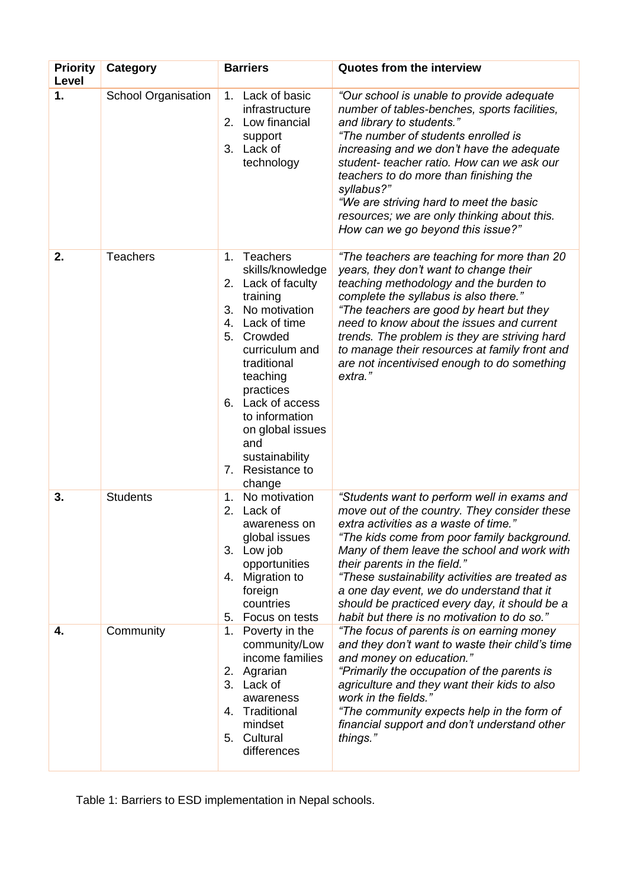| Priority Level | Category | Barriers | Quotes from the interview |
|---|---|---|---|
| 1. | School Organisation | 1. Lack of basic infrastructure<br>2. Low financial support<br>3. Lack of technology | *"Our school is unable to provide adequate number of tables-benches, sports facilities, and library to students."*<br>*"The number of students enrolled is increasing and we don't have the adequate student- teacher ratio. How can we ask our teachers to do more than finishing the syllabus?"*<br>*"We are striving hard to meet the basic resources; we are only thinking about this. How can we go beyond this issue?"* |
| 2. | Teachers | 1. Teachers skills/knowledge<br>2. Lack of faculty training<br>3. No motivation<br>4. Lack of time<br>5. Crowded curriculum and traditional teaching practices<br>6. Lack of access to information on global issues and sustainability<br>7. Resistance to change | *"The teachers are teaching for more than 20 years, they don't want to change their teaching methodology and the burden to complete the syllabus is also there."*<br>*"The teachers are good by heart but they need to know about the issues and current trends. The problem is they are striving hard to manage their resources at family front and are not incentivised enough to do something extra."* |
| 3. | Students | 1. No motivation<br>2. Lack of awareness on global issues<br>3. Low job opportunities<br>4. Migration to foreign countries<br>5. Focus on tests | *"Students want to perform well in exams and move out of the country. They consider these extra activities as a waste of time."*<br>*"The kids come from poor family background. Many of them leave the school and work with their parents in the field."*<br>*"These sustainability activities are treated as a one day event, we do understand that it should be practiced every day, it should be a habit but there is no motivation to do so."* |
| 4. | Community | 1. Poverty in the community/Low income families<br>2. Agrarian<br>3. Lack of awareness<br>4. Traditional mindset<br>5. Cultural differences | *"The focus of parents is on earning money and they don't want to waste their child's time and money on education."*<br>*"Primarily the occupation of the parents is agriculture and they want their kids to also work in the fields."*<br>*"The community expects help in the form of financial support and don't understand other things."* |

Table 1: Barriers to ESD implementation in Nepal schools.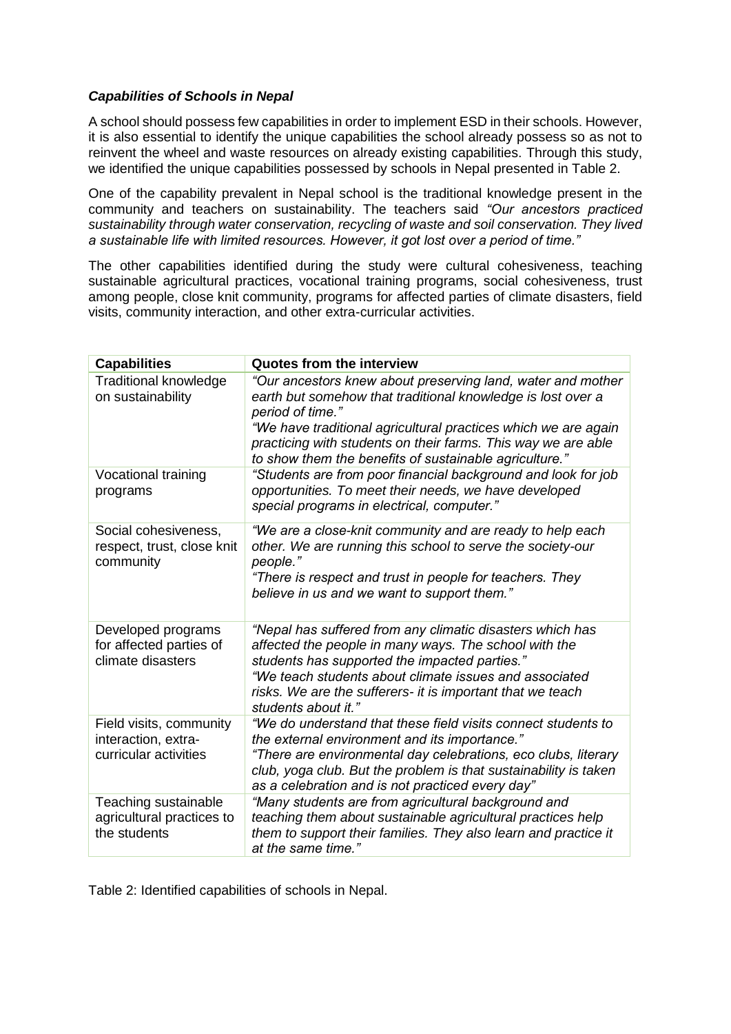### *Capabilities of Schools in Nepal*

A school should possess few capabilities in order to implement ESD in their schools. However, it is also essential to identify the unique capabilities the school already possess so as not to reinvent the wheel and waste resources on already existing capabilities. Through this study, we identified the unique capabilities possessed by schools in Nepal presented in Table 2.

One of the capability prevalent in Nepal school is the traditional knowledge present in the community and teachers on sustainability. The teachers said *"Our ancestors practiced sustainability through water conservation, recycling of waste and soil conservation. They lived a sustainable life with limited resources. However, it got lost over a period of time."*

The other capabilities identified during the study were cultural cohesiveness, teaching sustainable agricultural practices, vocational training programs, social cohesiveness, trust among people, close knit community, programs for affected parties of climate disasters, field visits, community interaction, and other extra-curricular activities.

| **Capabilities** | **Quotes from the interview** |
|---|---|
| Traditional knowledge on sustainability | *"Our ancestors knew about preserving land, water and mother earth but somehow that traditional knowledge is lost over a period of time."* *"We have traditional agricultural practices which we are again practicing with students on their farms. This way we are able to show them the benefits of sustainable agriculture."* |
| Vocational training programs | *"Students are from poor financial background and look for job opportunities. To meet their needs, we have developed special programs in electrical, computer."* |
| Social cohesiveness, respect, trust, close knit community | *"We are a close-knit community and are ready to help each other. We are running this school to serve the society-our people."* *"There is respect and trust in people for teachers. They believe in us and we want to support them."* |
| Developed programs for affected parties of climate disasters | *"Nepal has suffered from any climatic disasters which has affected the people in many ways. The school with the students has supported the impacted parties."* *"We teach students about climate issues and associated risks. We are the sufferers- it is important that we teach students about it."* |
| Field visits, community interaction, extra-curricular activities | *"We do understand that these field visits connect students to the external environment and its importance."* *"There are environmental day celebrations, eco clubs, literary club, yoga club. But the problem is that sustainability is taken as a celebration and is not practiced every day"* |
| Teaching sustainable agricultural practices to the students | *"Many students are from agricultural background and teaching them about sustainable agricultural practices help them to support their families. They also learn and practice it at the same time."* |

Table 2: Identified capabilities of schools in Nepal.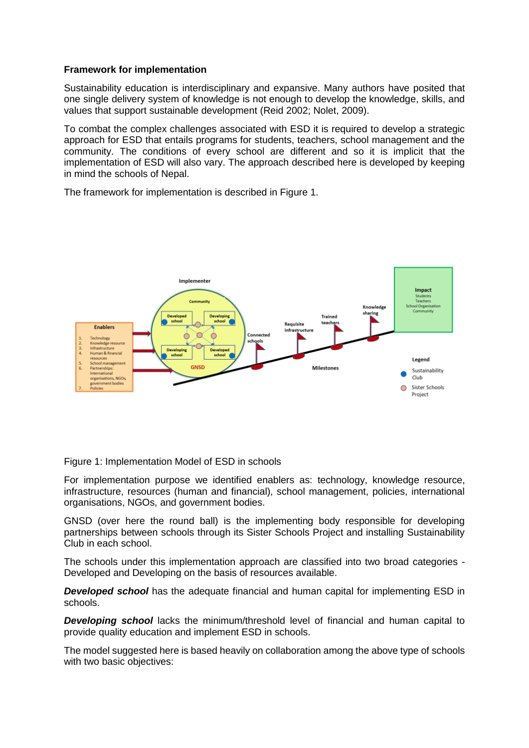**Framework for implementation**

Sustainability education is interdisciplinary and expansive. Many authors have posited that one single delivery system of knowledge is not enough to develop the knowledge, skills, and values that support sustainable development (Reid 2002; Nolet, 2009).

To combat the complex challenges associated with ESD it is required to develop a strategic approach for ESD that entails programs for students, teachers, school management and the community. The conditions of every school are different and so it is implicit that the implementation of ESD will also vary. The approach described here is developed by keeping in mind the schools of Nepal.

The framework for implementation is described in Figure 1.

Figure 1: Implementation Model of ESD in schools

For implementation purpose we identified enablers as: technology, knowledge resource, infrastructure, resources (human and financial), school management, policies, international organisations, NGOs, and government bodies.

GNSD (over here the round ball) is the implementing body responsible for developing partnerships between schools through its Sister Schools Project and installing Sustainability Club in each school.

The schools under this implementation approach are classified into two broad categories - Developed and Developing on the basis of resources available.

***Developed school*** has the adequate financial and human capital for implementing ESD in schools.

***Developing school*** lacks the minimum/threshold level of financial and human capital to provide quality education and implement ESD in schools.

The model suggested here is based heavily on collaboration among the above type of schools with two basic objectives: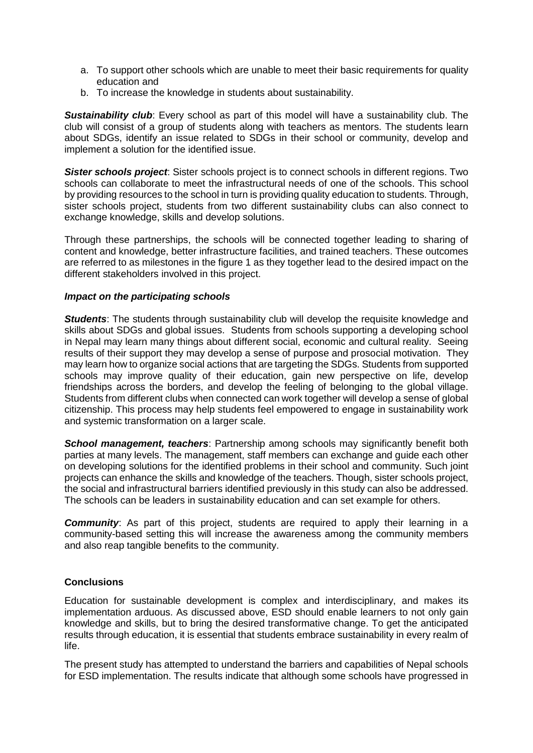a. To support other schools which are unable to meet their basic requirements for quality education and
b. To increase the knowledge in students about sustainability.

***Sustainability club***: Every school as part of this model will have a sustainability club. The club will consist of a group of students along with teachers as mentors. The students learn about SDGs, identify an issue related to SDGs in their school or community, develop and implement a solution for the identified issue.

***Sister schools project***: Sister schools project is to connect schools in different regions. Two schools can collaborate to meet the infrastructural needs of one of the schools. This school by providing resources to the school in turn is providing quality education to students. Through, sister schools project, students from two different sustainability clubs can also connect to exchange knowledge, skills and develop solutions.

Through these partnerships, the schools will be connected together leading to sharing of content and knowledge, better infrastructure facilities, and trained teachers. These outcomes are referred to as milestones in the figure 1 as they together lead to the desired impact on the different stakeholders involved in this project.

***Impact on the participating schools***

***Students***: The students through sustainability club will develop the requisite knowledge and skills about SDGs and global issues. Students from schools supporting a developing school in Nepal may learn many things about different social, economic and cultural reality. Seeing results of their support they may develop a sense of purpose and prosocial motivation. They may learn how to organize social actions that are targeting the SDGs. Students from supported schools may improve quality of their education, gain new perspective on life, develop friendships across the borders, and develop the feeling of belonging to the global village. Students from different clubs when connected can work together will develop a sense of global citizenship. This process may help students feel empowered to engage in sustainability work and systemic transformation on a larger scale.

***School management, teachers***: Partnership among schools may significantly benefit both parties at many levels. The management, staff members can exchange and guide each other on developing solutions for the identified problems in their school and community. Such joint projects can enhance the skills and knowledge of the teachers. Though, sister schools project, the social and infrastructural barriers identified previously in this study can also be addressed. The schools can be leaders in sustainability education and can set example for others.

***Community***: As part of this project, students are required to apply their learning in a community-based setting this will increase the awareness among the community members and also reap tangible benefits to the community.

**Conclusions**

Education for sustainable development is complex and interdisciplinary, and makes its implementation arduous. As discussed above, ESD should enable learners to not only gain knowledge and skills, but to bring the desired transformative change. To get the anticipated results through education, it is essential that students embrace sustainability in every realm of life.

The present study has attempted to understand the barriers and capabilities of Nepal schools for ESD implementation. The results indicate that although some schools have progressed in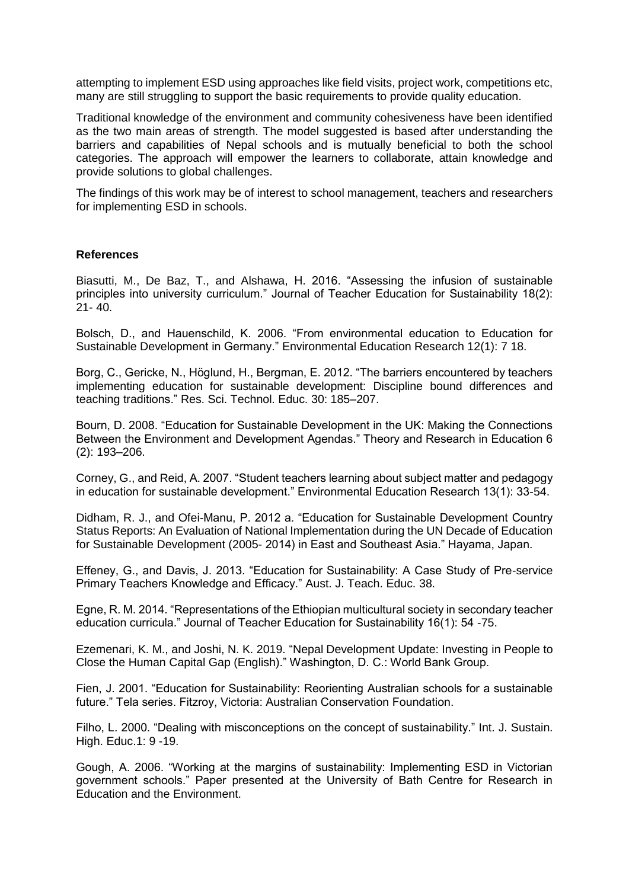attempting to implement ESD using approaches like field visits, project work, competitions etc, many are still struggling to support the basic requirements to provide quality education.

Traditional knowledge of the environment and community cohesiveness have been identified as the two main areas of strength. The model suggested is based after understanding the barriers and capabilities of Nepal schools and is mutually beneficial to both the school categories. The approach will empower the learners to collaborate, attain knowledge and provide solutions to global challenges.

The findings of this work may be of interest to school management, teachers and researchers for implementing ESD in schools.

**References**

Biasutti, M., De Baz, T., and Alshawa, H. 2016. "Assessing the infusion of sustainable principles into university curriculum." Journal of Teacher Education for Sustainability 18(2): 21- 40.

Bolsch, D., and Hauenschild, K. 2006. "From environmental education to Education for Sustainable Development in Germany." Environmental Education Research 12(1): 7 18.

Borg, C., Gericke, N., Höglund, H., Bergman, E. 2012. "The barriers encountered by teachers implementing education for sustainable development: Discipline bound differences and teaching traditions." Res. Sci. Technol. Educ. 30: 185–207.

Bourn, D. 2008. "Education for Sustainable Development in the UK: Making the Connections Between the Environment and Development Agendas." Theory and Research in Education 6 (2): 193–206.

Corney, G., and Reid, A. 2007. "Student teachers learning about subject matter and pedagogy in education for sustainable development." Environmental Education Research 13(1): 33-54.

Didham, R. J., and Ofei-Manu, P. 2012 a. "Education for Sustainable Development Country Status Reports: An Evaluation of National Implementation during the UN Decade of Education for Sustainable Development (2005- 2014) in East and Southeast Asia." Hayama, Japan.

Effeney, G., and Davis, J. 2013. "Education for Sustainability: A Case Study of Pre-service Primary Teachers Knowledge and Efficacy." Aust. J. Teach. Educ. 38.

Egne, R. M. 2014. "Representations of the Ethiopian multicultural society in secondary teacher education curricula." Journal of Teacher Education for Sustainability 16(1): 54 -75.

Ezemenari, K. M., and Joshi, N. K. 2019. "Nepal Development Update: Investing in People to Close the Human Capital Gap (English)." Washington, D. C.: World Bank Group.

Fien, J. 2001. "Education for Sustainability: Reorienting Australian schools for a sustainable future." Tela series. Fitzroy, Victoria: Australian Conservation Foundation.

Filho, L. 2000. "Dealing with misconceptions on the concept of sustainability." Int. J. Sustain. High. Educ.1: 9 -19.

Gough, A. 2006. "Working at the margins of sustainability: Implementing ESD in Victorian government schools." Paper presented at the University of Bath Centre for Research in Education and the Environment.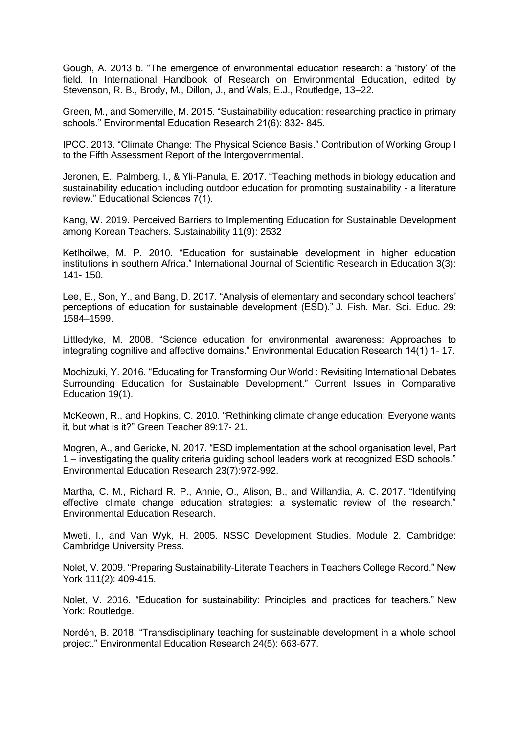Gough, A. 2013 b. “The emergence of environmental education research: a ‘history’ of the field. In International Handbook of Research on Environmental Education, edited by Stevenson, R. B., Brody, M., Dillon, J., and Wals, E.J., Routledge, 13–22.

Green, M., and Somerville, M. 2015. “Sustainability education: researching practice in primary schools.” Environmental Education Research 21(6): 832- 845.

IPCC. 2013. “Climate Change: The Physical Science Basis.” Contribution of Working Group I to the Fifth Assessment Report of the Intergovernmental.

Jeronen, E., Palmberg, I., & Yli-Panula, E. 2017. “Teaching methods in biology education and sustainability education including outdoor education for promoting sustainability - a literature review.” Educational Sciences 7(1).

Kang, W. 2019. Perceived Barriers to Implementing Education for Sustainable Development among Korean Teachers. Sustainability 11(9): 2532

Ketlhoilwe, M. P. 2010. “Education for sustainable development in higher education institutions in southern Africa.” International Journal of Scientific Research in Education 3(3): 141- 150.

Lee, E., Son, Y., and Bang, D. 2017. “Analysis of elementary and secondary school teachers’ perceptions of education for sustainable development (ESD).” J. Fish. Mar. Sci. Educ. 29: 1584–1599.

Littledyke, M. 2008. “Science education for environmental awareness: Approaches to integrating cognitive and affective domains.” Environmental Education Research 14(1):1- 17.

Mochizuki, Y. 2016. “Educating for Transforming Our World : Revisiting International Debates Surrounding Education for Sustainable Development.” Current Issues in Comparative Education 19(1).

McKeown, R., and Hopkins, C. 2010. “Rethinking climate change education: Everyone wants it, but what is it?” Green Teacher 89:17- 21.

Mogren, A., and Gericke, N. 2017. “ESD implementation at the school organisation level, Part 1 – investigating the quality criteria guiding school leaders work at recognized ESD schools.” Environmental Education Research 23(7):972-992.

Martha, C. M., Richard R. P., Annie, O., Alison, B., and Willandia, A. C. 2017. “Identifying effective climate change education strategies: a systematic review of the research.” Environmental Education Research.

Mweti, I., and Van Wyk, H. 2005. NSSC Development Studies. Module 2. Cambridge: Cambridge University Press.

Nolet, V. 2009. “Preparing Sustainability-Literate Teachers in Teachers College Record.” New York 111(2): 409-415.

Nolet, V. 2016. “Education for sustainability: Principles and practices for teachers.” New York: Routledge.

Nordén, B. 2018. “Transdisciplinary teaching for sustainable development in a whole school project.” Environmental Education Research 24(5): 663-677.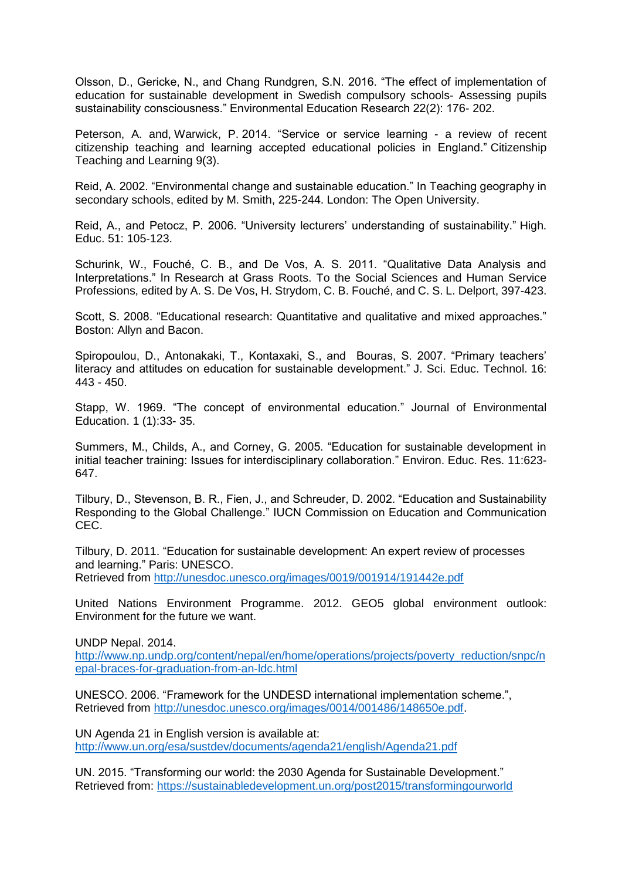Olsson, D., Gericke, N., and Chang Rundgren, S.N. 2016. “The effect of implementation of education for sustainable development in Swedish compulsory schools- Assessing pupils sustainability consciousness.” Environmental Education Research 22(2): 176- 202.

Peterson, A. and, Warwick, P. 2014. “Service or service learning - a review of recent citizenship teaching and learning accepted educational policies in England.” Citizenship Teaching and Learning 9(3).

Reid, A. 2002. “Environmental change and sustainable education.” In Teaching geography in secondary schools, edited by M. Smith, 225-244. London: The Open University.

Reid, A., and Petocz, P. 2006. “University lecturers’ understanding of sustainability.” High. Educ. 51: 105-123.

Schurink, W., Fouché, C. B., and De Vos, A. S. 2011. “Qualitative Data Analysis and Interpretations.” In Research at Grass Roots. To the Social Sciences and Human Service Professions, edited by A. S. De Vos, H. Strydom, C. B. Fouché, and C. S. L. Delport, 397-423.

Scott, S. 2008. “Educational research: Quantitative and qualitative and mixed approaches.” Boston: Allyn and Bacon.

Spiropoulou, D., Antonakaki, T., Kontaxaki, S., and Bouras, S. 2007. “Primary teachers’ literacy and attitudes on education for sustainable development.” J. Sci. Educ. Technol. 16: 443 - 450.

Stapp, W. 1969. “The concept of environmental education.” Journal of Environmental Education. 1 (1):33- 35.

Summers, M., Childs, A., and Corney, G. 2005. “Education for sustainable development in initial teacher training: Issues for interdisciplinary collaboration.” Environ. Educ. Res. 11:623-647.

Tilbury, D., Stevenson, B. R., Fien, J., and Schreuder, D. 2002. “Education and Sustainability Responding to the Global Challenge.” IUCN Commission on Education and Communication CEC.

Tilbury, D. 2011. “Education for sustainable development: An expert review of processes and learning.” Paris: UNESCO.
Retrieved from http://unesdoc.unesco.org/images/0019/001914/191442e.pdf

United Nations Environment Programme. 2012. GEO5 global environment outlook: Environment for the future we want.

UNDP Nepal. 2014.
http://www.np.undp.org/content/nepal/en/home/operations/projects/poverty_reduction/snpc/nepal-braces-for-graduation-from-an-ldc.html

UNESCO. 2006. “Framework for the UNDESD international implementation scheme.”, Retrieved from http://unesdoc.unesco.org/images/0014/001486/148650e.pdf.

UN Agenda 21 in English version is available at:
http://www.un.org/esa/sustdev/documents/agenda21/english/Agenda21.pdf

UN. 2015. “Transforming our world: the 2030 Agenda for Sustainable Development.” Retrieved from: https://sustainabledevelopment.un.org/post2015/transformingourworld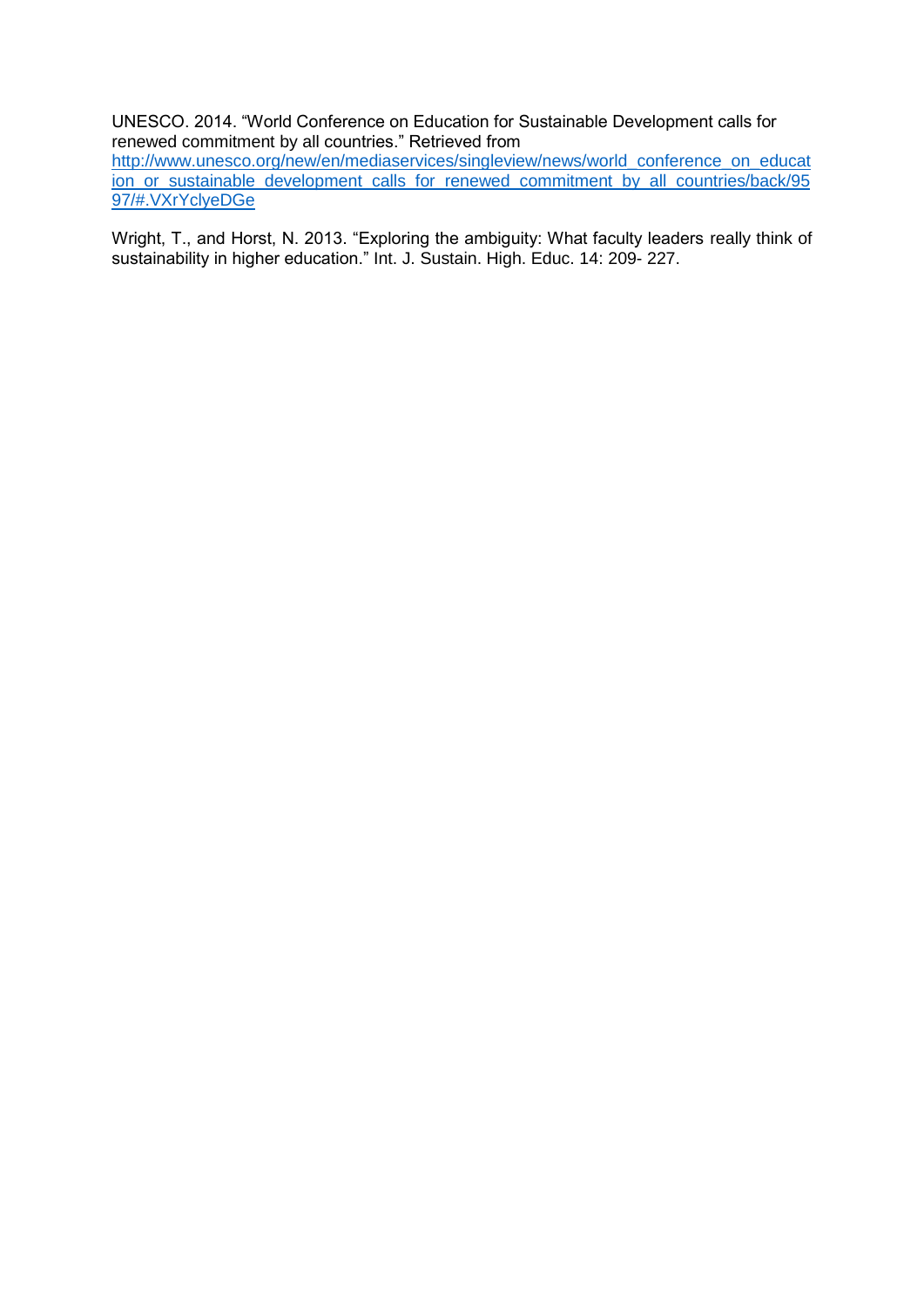UNESCO. 2014. “World Conference on Education for Sustainable Development calls for renewed commitment by all countries.” Retrieved from http://www.unesco.org/new/en/mediaservices/singleview/news/world_conference_on_education_or_sustainable_development_calls_for_renewed_commitment_by_all_countries/back/9597/#.VXrYclyeDGe

Wright, T., and Horst, N. 2013. “Exploring the ambiguity: What faculty leaders really think of sustainability in higher education.” Int. J. Sustain. High. Educ. 14: 209- 227.